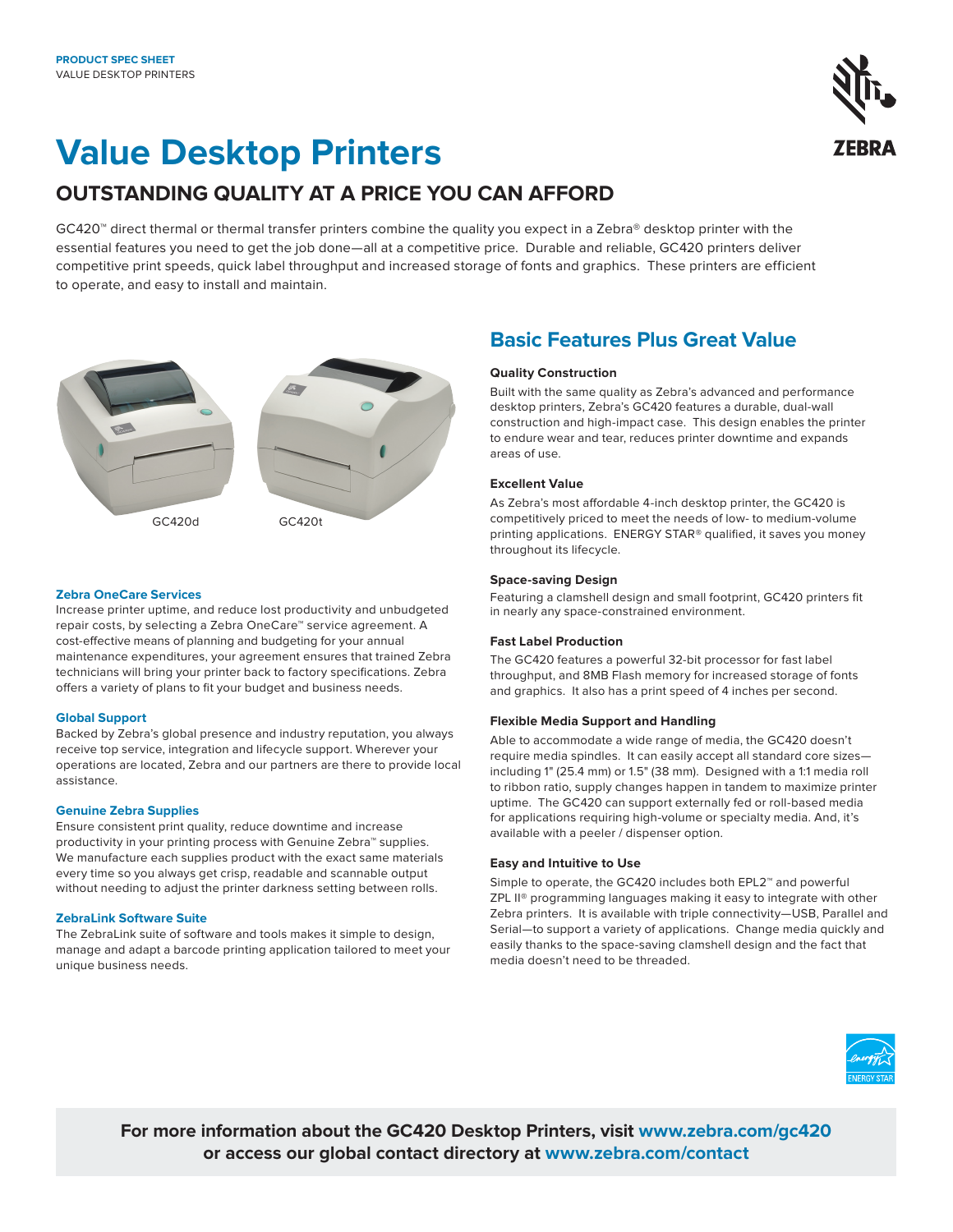PRODUCT SPEC SHEET
VALUE DESKTOP PRINTERS

# Value Desktop Printers

## OUTSTANDING QUALITY AT A PRICE YOU CAN AFFORD

GC420™ direct thermal or thermal transfer printers combine the quality you expect in a Zebra® desktop printer with the essential features you need to get the job done—all at a competitive price. Durable and reliable, GC420 printers deliver competitive print speeds, quick label throughput and increased storage of fonts and graphics. These printers are efficient to operate, and easy to install and maintain.

GC420d GC420t

### Zebra OneCare Services

Increase printer uptime, and reduce lost productivity and unbudgeted repair costs, by selecting a Zebra OneCare™ service agreement. A cost-effective means of planning and budgeting for your annual maintenance expenditures, your agreement ensures that trained Zebra technicians will bring your printer back to factory specifications. Zebra offers a variety of plans to fit your budget and business needs.

### Global Support

Backed by Zebra's global presence and industry reputation, you always receive top service, integration and lifecycle support. Wherever your operations are located, Zebra and our partners are there to provide local assistance.

### Genuine Zebra Supplies

Ensure consistent print quality, reduce downtime and increase productivity in your printing process with Genuine Zebra™ supplies. We manufacture each supplies product with the exact same materials every time so you always get crisp, readable and scannable output without needing to adjust the printer darkness setting between rolls.

### ZebraLink Software Suite

The ZebraLink suite of software and tools makes it simple to design, manage and adapt a barcode printing application tailored to meet your unique business needs.

## Basic Features Plus Great Value

**Quality Construction**

Built with the same quality as Zebra's advanced and performance desktop printers, Zebra's GC420 features a durable, dual-wall construction and high-impact case. This design enables the printer to endure wear and tear, reduces printer downtime and expands areas of use.

**Excellent Value**

As Zebra's most affordable 4-inch desktop printer, the GC420 is competitively priced to meet the needs of low- to medium-volume printing applications. ENERGY STAR® qualified, it saves you money throughout its lifecycle.

**Space-saving Design**

Featuring a clamshell design and small footprint, GC420 printers fit in nearly any space-constrained environment.

**Fast Label Production**

The GC420 features a powerful 32-bit processor for fast label throughput, and 8MB Flash memory for increased storage of fonts and graphics. It also has a print speed of 4 inches per second.

**Flexible Media Support and Handling**

Able to accommodate a wide range of media, the GC420 doesn't require media spindles. It can easily accept all standard core sizes—including 1" (25.4 mm) or 1.5" (38 mm). Designed with a 1:1 media roll to ribbon ratio, supply changes happen in tandem to maximize printer uptime. The GC420 can support externally fed or roll-based media for applications requiring high-volume or specialty media. And, it's available with a peeler / dispenser option.

**Easy and Intuitive to Use**

Simple to operate, the GC420 includes both EPL2™ and powerful ZPL II® programming languages making it easy to integrate with other Zebra printers. It is available with triple connectivity—USB, Parallel and Serial—to support a variety of applications. Change media quickly and easily thanks to the space-saving clamshell design and the fact that media doesn't need to be threaded.

**For more information about the GC420 Desktop Printers, visit www.zebra.com/gc420 or access our global contact directory at www.zebra.com/contact**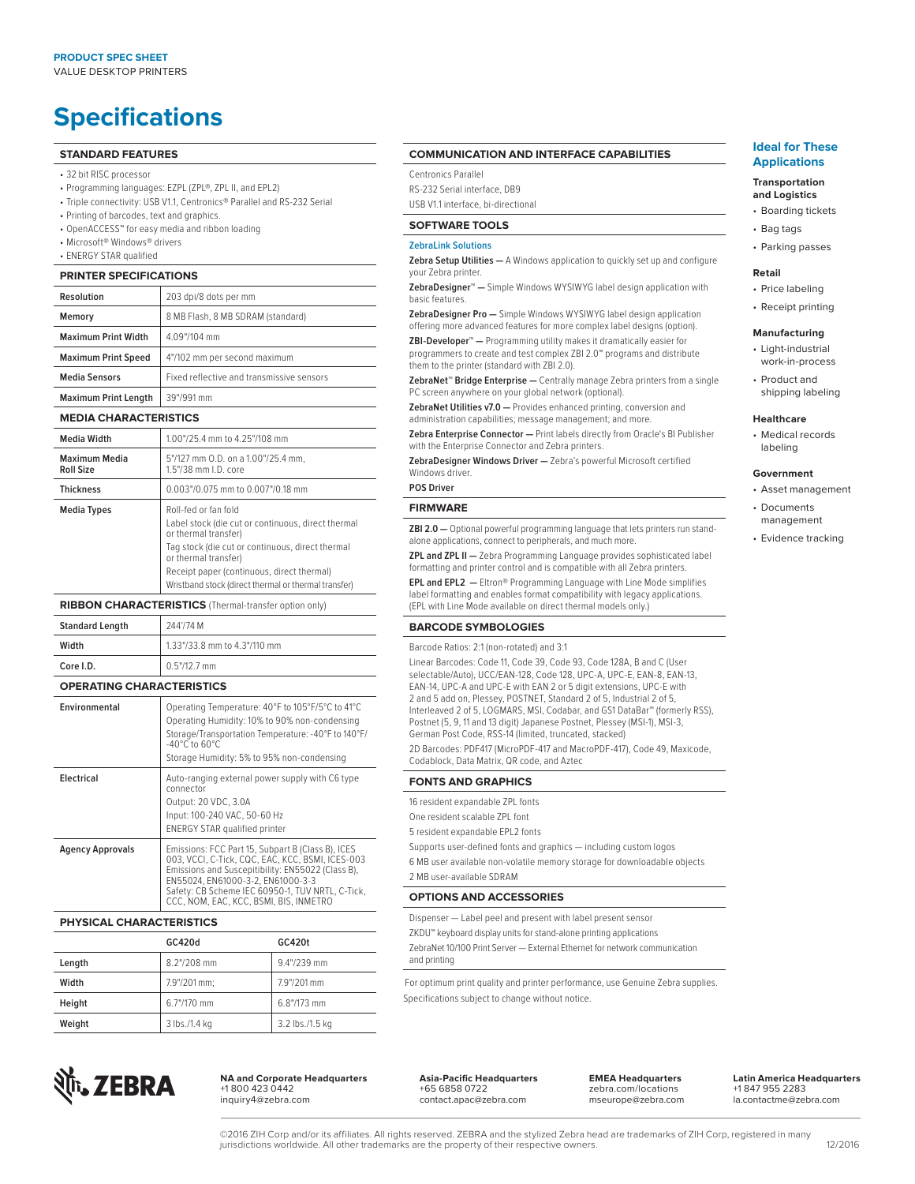PRODUCT SPEC SHEET
VALUE DESKTOP PRINTERS

# Specifications

## STANDARD FEATURES

- 32 bit RISC processor
- Programming languages: EZPL (ZPL®, ZPL II, and EPL2)
- Triple connectivity: USB V1.1, Centronics® Parallel and RS-232 Serial
- Printing of barcodes, text and graphics.
- OpenACCESS™ for easy media and ribbon loading
- Microsoft® Windows® drivers
- ENERGY STAR qualified

## PRINTER SPECIFICATIONS

| | |
|---|---|
| Resolution | 203 dpi/8 dots per mm |
| Memory | 8 MB Flash, 8 MB SDRAM (standard) |
| Maximum Print Width | 4.09"/104 mm |
| Maximum Print Speed | 4"/102 mm per second maximum |
| Media Sensors | Fixed reflective and transmissive sensors |
| Maximum Print Length | 39"/991 mm |

## MEDIA CHARACTERISTICS

| | |
|---|---|
| Media Width | 1.00"/25.4 mm to 4.25"/108 mm |
| Maximum Media Roll Size | 5"/127 mm O.D. on a 1.00"/25.4 mm, 1.5"/38 mm I.D. core |
| Thickness | 0.003"/0.075 mm to 0.007"/0.18 mm |
| Media Types | Roll-fed or fan fold<br>Label stock (die cut or continuous, direct thermal or thermal transfer)<br>Tag stock (die cut or continuous, direct thermal or thermal transfer)<br>Receipt paper (continuous, direct thermal)<br>Wristband stock (direct thermal or thermal transfer) |

## RIBBON CHARACTERISTICS (Thermal-transfer option only)

| | |
|---|---|
| Standard Length | 244'/74 M |
| Width | 1.33"/33.8 mm to 4.3"/110 mm |
| Core I.D. | 0.5"/12.7 mm |

## OPERATING CHARACTERISTICS

| | |
|---|---|
| Environmental | Operating Temperature: 40°F to 105°F/5°C to 41°C<br>Operating Humidity: 10% to 90% non-condensing<br>Storage/Transportation Temperature: -40°F to 140°F/ -40°C to 60°C<br>Storage Humidity: 5% to 95% non-condensing |
| Electrical | Auto-ranging external power supply with C6 type connector<br>Output: 20 VDC, 3.0A<br>Input: 100-240 VAC, 50-60 Hz<br>ENERGY STAR qualified printer |
| Agency Approvals | Emissions: FCC Part 15, Subpart B (Class B), ICES 003, VCCI, C-Tick, CQC, EAC, KCC, BSMI, ICES-003 Emissions and Suscepitibility: EN55022 (Class B), EN55024, EN61000-3-2, EN61000-3-3 Safety: CB Scheme IEC 60950-1, TUV NRTL, C-Tick, CCC, NOM, EAC, KCC, BSMI, BIS, INMETRO |

## PHYSICAL CHARACTERISTICS

| | GC420d | GC420t |
|---|---|---|
| Length | 8.2"/208 mm | 9.4"/239 mm |
| Width | 7.9"/201 mm; | 7.9"/201 mm |
| Height | 6.7"/170 mm | 6.8"/173 mm |
| Weight | 3 lbs./1.4 kg | 3.2 lbs./1.5 kg |

## COMMUNICATION AND INTERFACE CAPABILITIES

Centronics Parallel
RS-232 Serial interface, DB9
USB V1.1 interface, bi-directional

## SOFTWARE TOOLS

ZebraLink Solutions

**Zebra Setup Utilities —** A Windows application to quickly set up and configure your Zebra printer.

**ZebraDesigner™ —** Simple Windows WYSIWYG label design application with basic features.

**ZebraDesigner Pro —** Simple Windows WYSIWYG label design application offering more advanced features for more complex label designs (option).

**ZBI-Developer™ —** Programming utility makes it dramatically easier for programmers to create and test complex ZBI 2.0™ programs and distribute them to the printer (standard with ZBI 2.0).

**ZebraNet™ Bridge Enterprise —** Centrally manage Zebra printers from a single PC screen anywhere on your global network (optional).

**ZebraNet Utilities v7.0 —** Provides enhanced printing, conversion and administration capabilities; message management; and more.

**Zebra Enterprise Connector —** Print labels directly from Oracle's BI Publisher with the Enterprise Connector and Zebra printers.

**ZebraDesigner Windows Driver —** Zebra's powerful Microsoft certified Windows driver.

**POS Driver**

## FIRMWARE

**ZBI 2.0 —** Optional powerful programming language that lets printers run stand-alone applications, connect to peripherals, and much more.

**ZPL and ZPL II —** Zebra Programming Language provides sophisticated label formatting and printer control and is compatible with all Zebra printers.

**EPL and EPL2 —** Eltron® Programming Language with Line Mode simplifies label formatting and enables format compatibility with legacy applications. (EPL with Line Mode available on direct thermal models only.)

## BARCODE SYMBOLOGIES

Barcode Ratios: 2:1 (non-rotated) and 3:1

Linear Barcodes: Code 11, Code 39, Code 93, Code 128A, B and C (User selectable/Auto), UCC/EAN-128, Code 128, UPC-A, UPC-E, EAN-8, EAN-13, EAN-14, UPC-A and UPC-E with EAN 2 or 5 digit extensions, UPC-E with 2 and 5 add on, Plessey, POSTNET, Standard 2 of 5, Industrial 2 of 5, Interleaved 2 of 5, LOGMARS, MSI, Codabar, and GS1 DataBar™ (formerly RSS), Postnet (5, 9, 11 and 13 digit) Japanese Postnet, Plessey (MSI-1), MSI-3, German Post Code, RSS-14 (limited, truncated, stacked)

2D Barcodes: PDF417 (MicroPDF-417 and MacroPDF-417), Code 49, Maxicode, Codablock, Data Matrix, QR code, and Aztec

## FONTS AND GRAPHICS

16 resident expandable ZPL fonts
One resident scalable ZPL font
5 resident expandable EPL2 fonts
Supports user-defined fonts and graphics — including custom logos
6 MB user available non-volatile memory storage for downloadable objects
2 MB user-available SDRAM

## OPTIONS AND ACCESSORIES

Dispenser — Label peel and present with label present sensor
ZKDU™ keyboard display units for stand-alone printing applications
ZebraNet 10/100 Print Server — External Ethernet for network communication and printing

For optimum print quality and printer performance, use Genuine Zebra supplies.
Specifications subject to change without notice.

## Ideal for These Applications

### Transportation and Logistics

- Boarding tickets
- Bag tags
- Parking passes

### Retail

- Price labeling
- Receipt printing

### Manufacturing

- Light-industrial work-in-process
- Product and shipping labeling

### Healthcare

- Medical records labeling

### Government

- Asset management
- Documents management
- Evidence tracking

ZEBRA

**NA and Corporate Headquarters**
+1 800 423 0442
inquiry4@zebra.com

**Asia-Pacific Headquarters**
+65 6858 0722
contact.apac@zebra.com

**EMEA Headquarters**
zebra.com/locations
mseurope@zebra.com

**Latin America Headquarters**
+1 847 955 2283
la.contactme@zebra.com

©2016 ZIH Corp and/or its affiliates. All rights reserved. ZEBRA and the stylized Zebra head are trademarks of ZIH Corp, registered in many jurisdictions worldwide. All other trademarks are the property of their respective owners. 12/2016